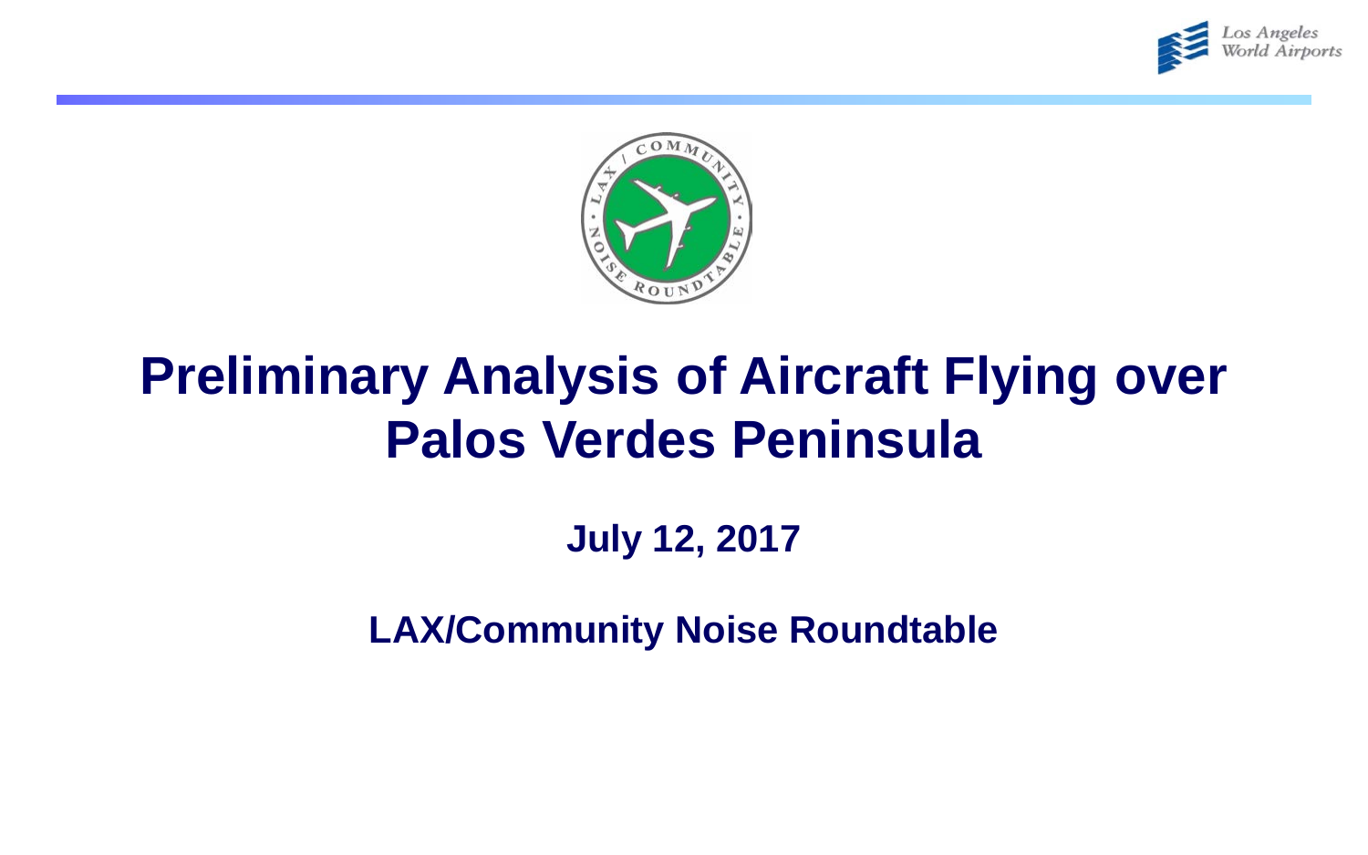# Preliminary Analysis of Aircraft Flying over Palos Verdes Peninsula

**July 12, 2017**

**LAX/Community Noise Roundtable**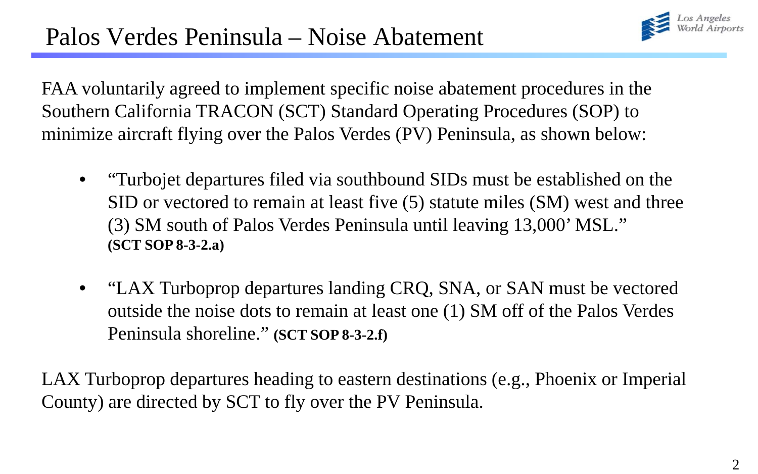# Palos Verdes Peninsula – Noise Abatement

FAA voluntarily agreed to implement specific noise abatement procedures in the Southern California TRACON (SCT) Standard Operating Procedures (SOP) to minimize aircraft flying over the Palos Verdes (PV) Peninsula, as shown below:

- "Turbojet departures filed via southbound SIDs must be established on the SID or vectored to remain at least five (5) statute miles (SM) west and three (3) SM south of Palos Verdes Peninsula until leaving 13,000' MSL." **(SCT SOP 8-3-2.a)**

- "LAX Turboprop departures landing CRQ, SNA, or SAN must be vectored outside the noise dots to remain at least one (1) SM off of the Palos Verdes Peninsula shoreline." **(SCT SOP 8-3-2.f)**

LAX Turboprop departures heading to eastern destinations (e.g., Phoenix or Imperial County) are directed by SCT to fly over the PV Peninsula.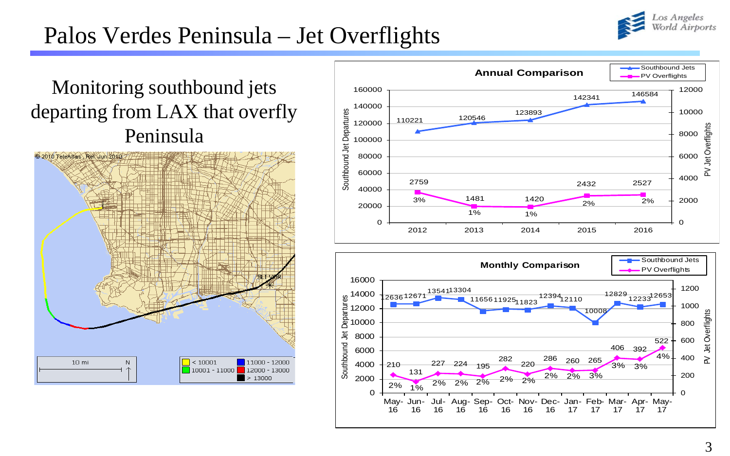# Palos Verdes Peninsula – Jet Overflights

Monitoring southbound jets departing from LAX that overfly Peninsula

**Annual Comparison**

| Year | Southbound Jets | PV Overflights | % |
|---|---|---|---|
| 2012 | 110221 | 2759 | 3% |
| 2013 | 120546 | 1481 | 1% |
| 2014 | 123893 | 1420 | 1% |
| 2015 | 142341 | 2432 | 2% |
| 2016 | 146584 | 2527 | 2% |

**Monthly Comparison**

| Month | Southbound Jets | PV Overflights | % |
|---|---|---|---|
| May-16 | 12636 | 210 | 2% |
| Jun-16 | 12671 | 131 | 1% |
| Jul-16 | 13541 | 227 | 2% |
| Aug-16 | 13304 | 224 | 2% |
| Sep-16 | 11656 | 195 | 2% |
| Oct-16 | 11925 | 282 | 2% |
| Nov-16 | 11823 | 220 | 2% |
| Dec-16 | 12394 | 286 | 2% |
| Jan-17 | 12110 | 260 | 2% |
| Feb-17 | 10008 | 265 | 3% |
| Mar-17 | 12829 | 406 | 3% |
| Apr-17 | 12233 | 392 | 3% |
| May-17 | 12653 | 522 | 4% |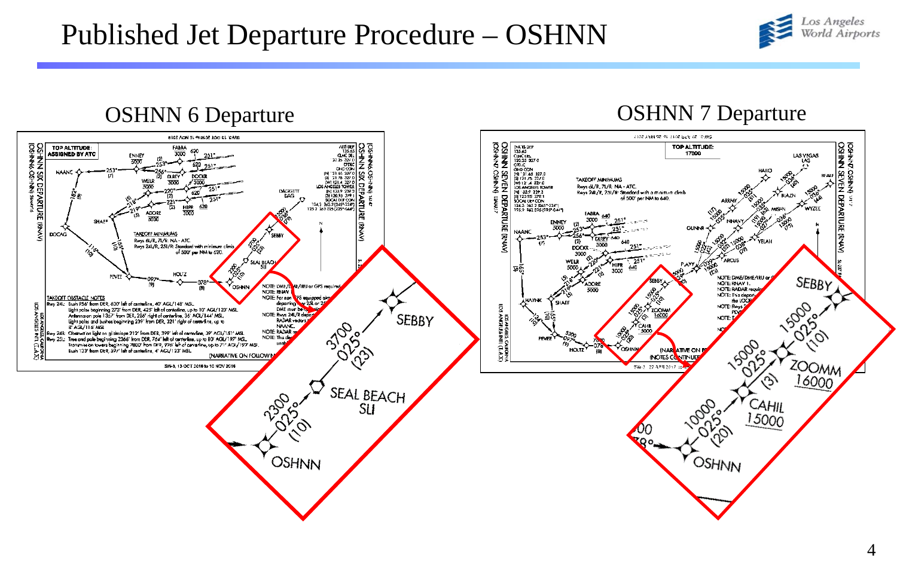# Published Jet Departure Procedure – OSHNN

## OSHNN 6 Departure

## OSHNN 7 Departure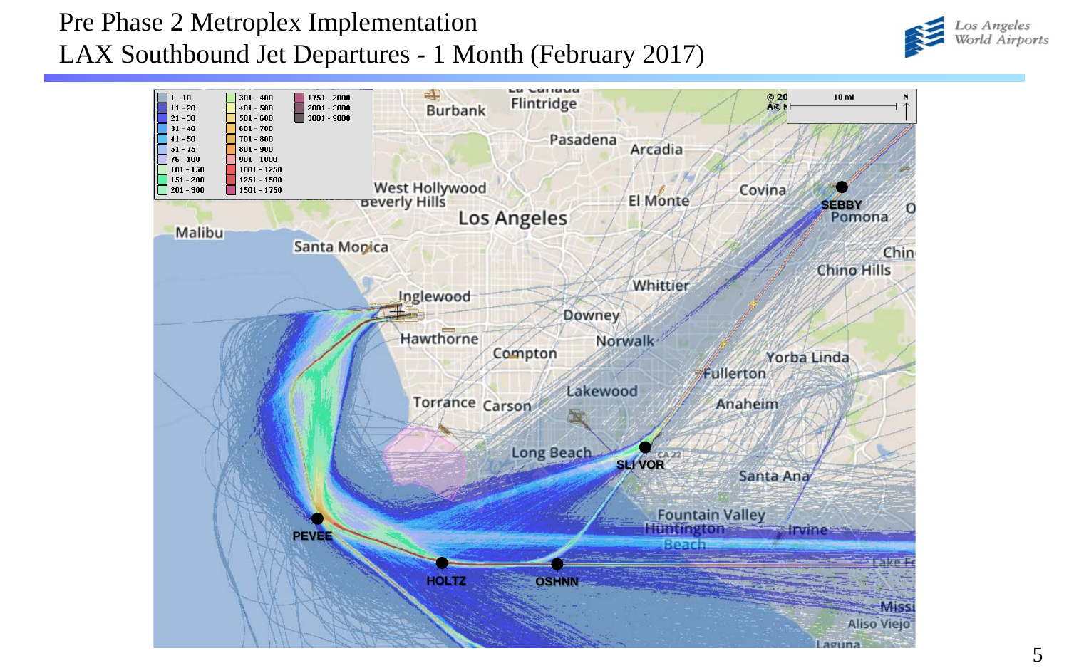# Pre Phase 2 Metroplex Implementation

## LAX Southbound Jet Departures - 1 Month (February 2017)

| | | |
|---|---|---|
| 1 - 10 | 301 - 400 | 1751 - 2000 |
| 11 - 20 | 401 - 500 | 2001 - 3000 |
| 21 - 30 | 501 - 600 | 3001 - 9000 |
| 31 - 40 | 601 - 700 | |
| 41 - 50 | 701 - 800 | |
| 51 - 75 | 801 - 900 | |
| 76 - 100 | 901 - 1000 | |
| 101 - 150 | 1001 - 1250 | |
| 151 - 200 | 1251 - 1500 | |
| 201 - 300 | 1501 - 1750 | |

SEBBY

SLI VOR

PEVEE

HOLTZ

OSHNN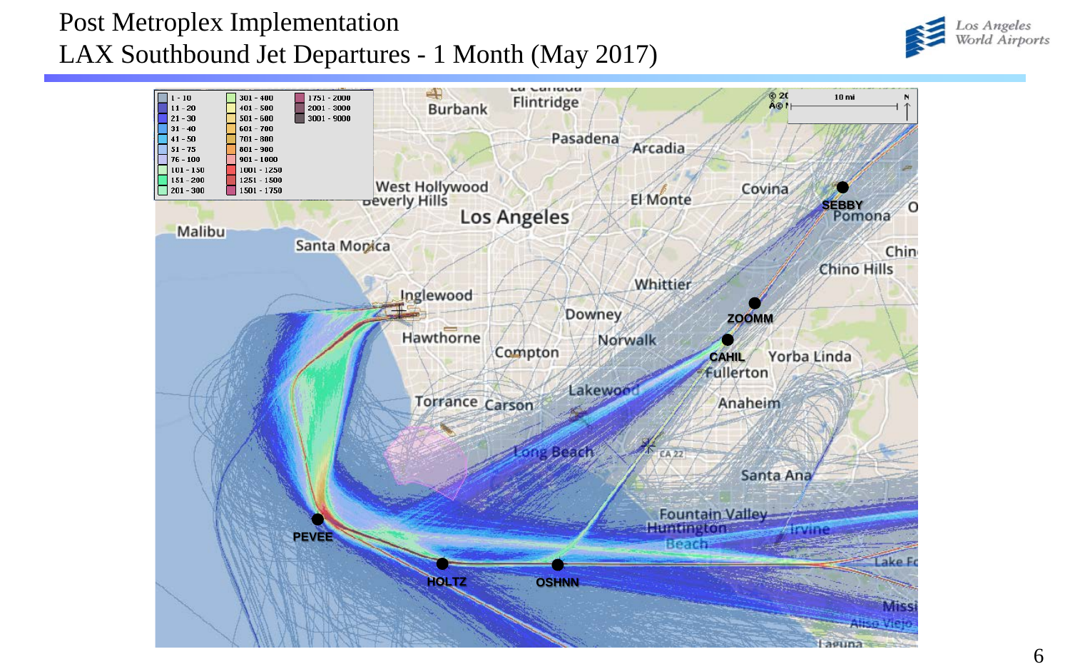# Post Metroplex Implementation
## LAX Southbound Jet Departures - 1 Month (May 2017)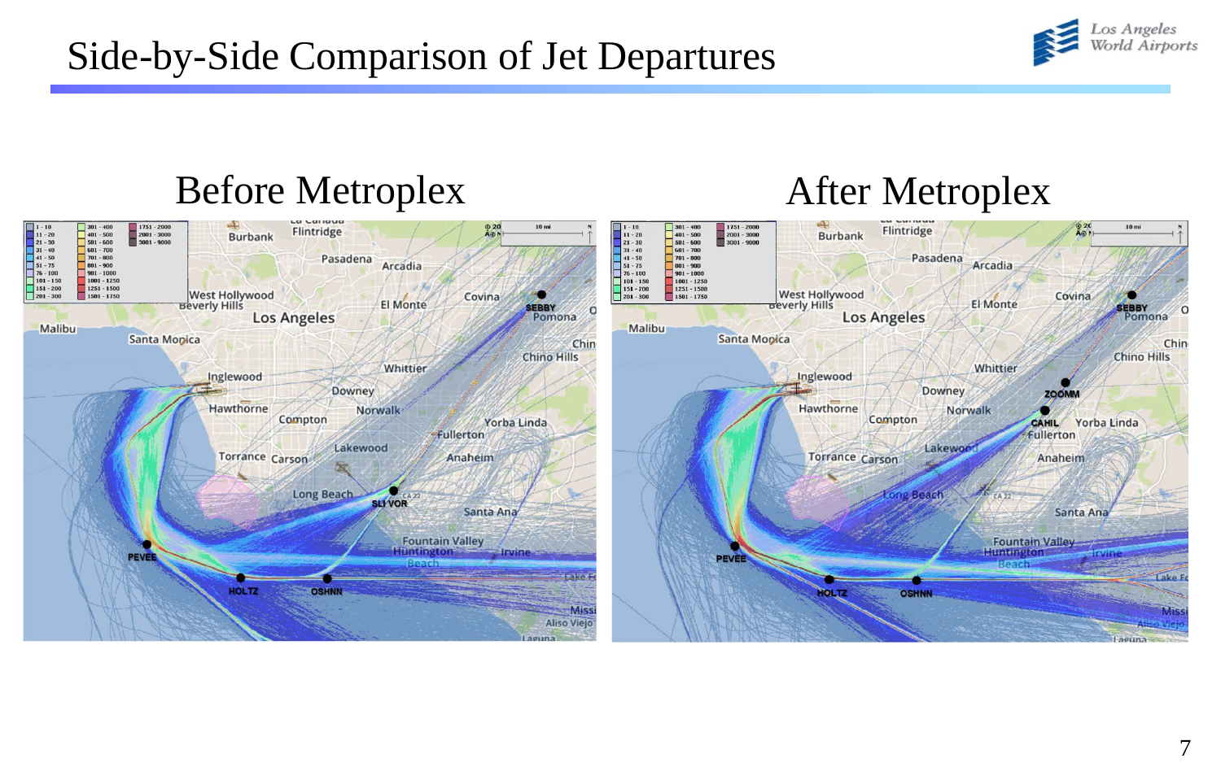# Side-by-Side Comparison of Jet Departures

## Before Metroplex

## After Metroplex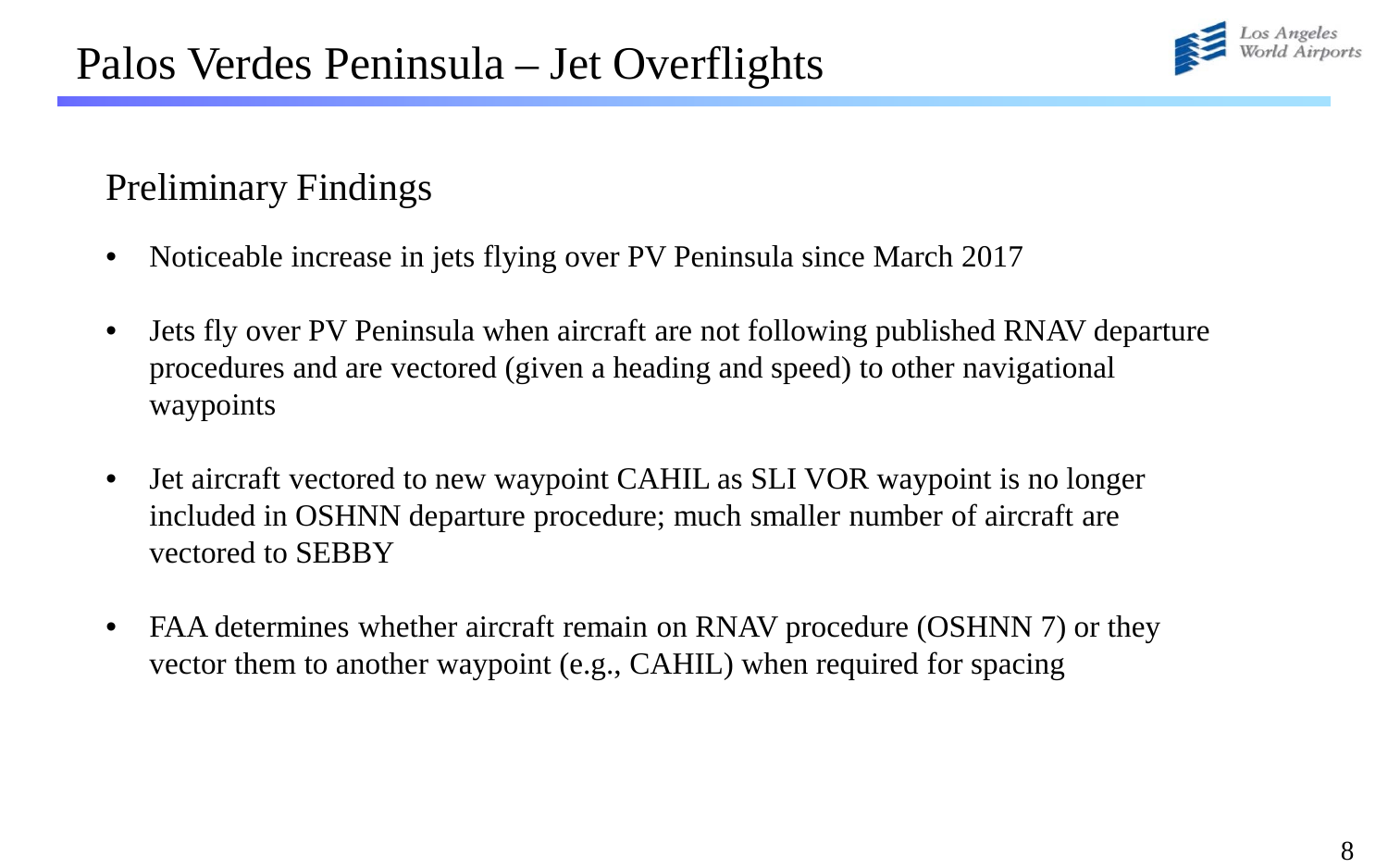# Palos Verdes Peninsula – Jet Overflights

## Preliminary Findings

- Noticeable increase in jets flying over PV Peninsula since March 2017
- Jets fly over PV Peninsula when aircraft are not following published RNAV departure procedures and are vectored (given a heading and speed) to other navigational waypoints
- Jet aircraft vectored to new waypoint CAHIL as SLI VOR waypoint is no longer included in OSHNN departure procedure; much smaller number of aircraft are vectored to SEBBY
- FAA determines whether aircraft remain on RNAV procedure (OSHNN 7) or they vector them to another waypoint (e.g., CAHIL) when required for spacing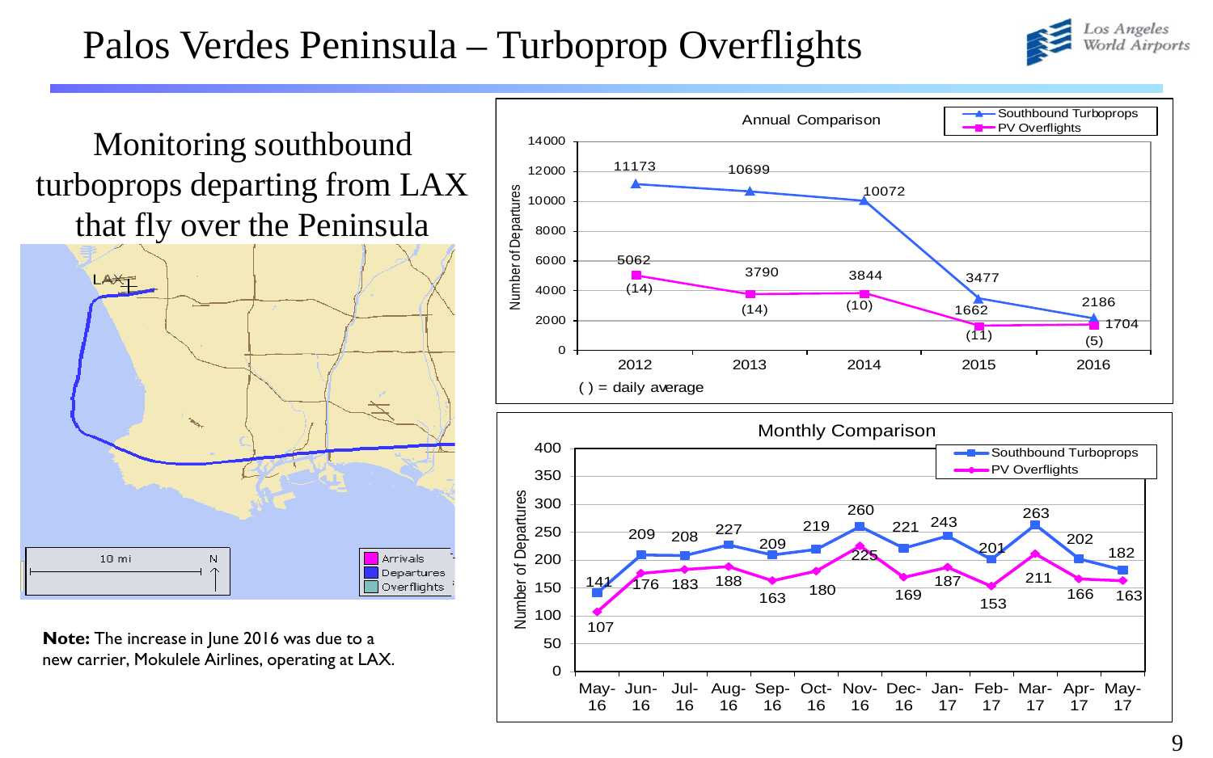# Palos Verdes Peninsula – Turboprop Overflights

Monitoring southbound turboprops departing from LAX that fly over the Peninsula

**Note:** The increase in June 2016 was due to a new carrier, Mokulele Airlines, operating at LAX.

**Annual Comparison**

| Year | Southbound Turboprops | PV Overflights |
|---|---|---|
| 2012 | 11173 | 5062 (14) |
| 2013 | 10699 | 3790 (14) |
| 2014 | 10072 | 3844 (10) |
| 2015 | 3477 | 1662 (11) |
| 2016 | 2186 | 1704 (5) |

( ) = daily average

**Monthly Comparison**

| Month | Southbound Turboprops | PV Overflights |
|---|---|---|
| May-16 | 141 | 107 |
| Jun-16 | 209 | 176 |
| Jul-16 | 208 | 183 |
| Aug-16 | 227 | 188 |
| Sep-16 | 209 | 163 |
| Oct-16 | 219 | 180 |
| Nov-16 | 260 | 225 |
| Dec-16 | 221 | 169 |
| Jan-17 | 243 | 187 |
| Feb-17 | 201 | 153 |
| Mar-17 | 263 | 211 |
| Apr-17 | 202 | 166 |
| May-17 | 182 | 163 |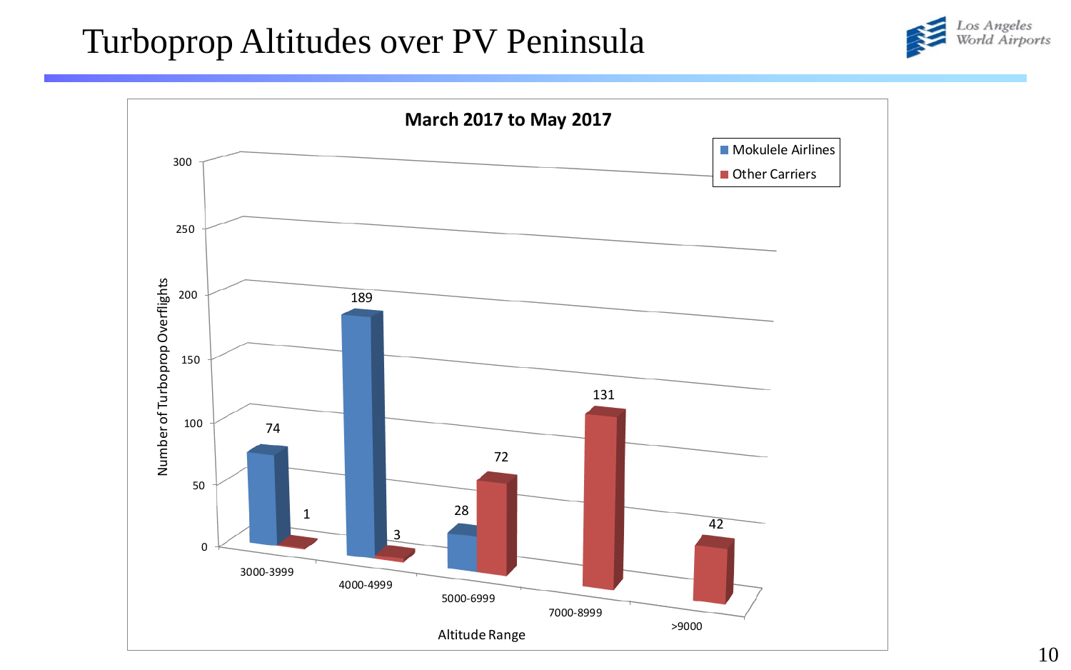# Turboprop Altitudes over PV Peninsula

**March 2017 to May 2017**

| Altitude Range | Mokulele Airlines | Other Carriers |
|---|---|---|
| 3000-3999 | 74 | 1 |
| 4000-4999 | 189 | 3 |
| 5000-6999 | 28 | 72 |
| 7000-8999 | | 131 |
| >9000 | | 42 |

Number of Turboprop Overflights by Altitude Range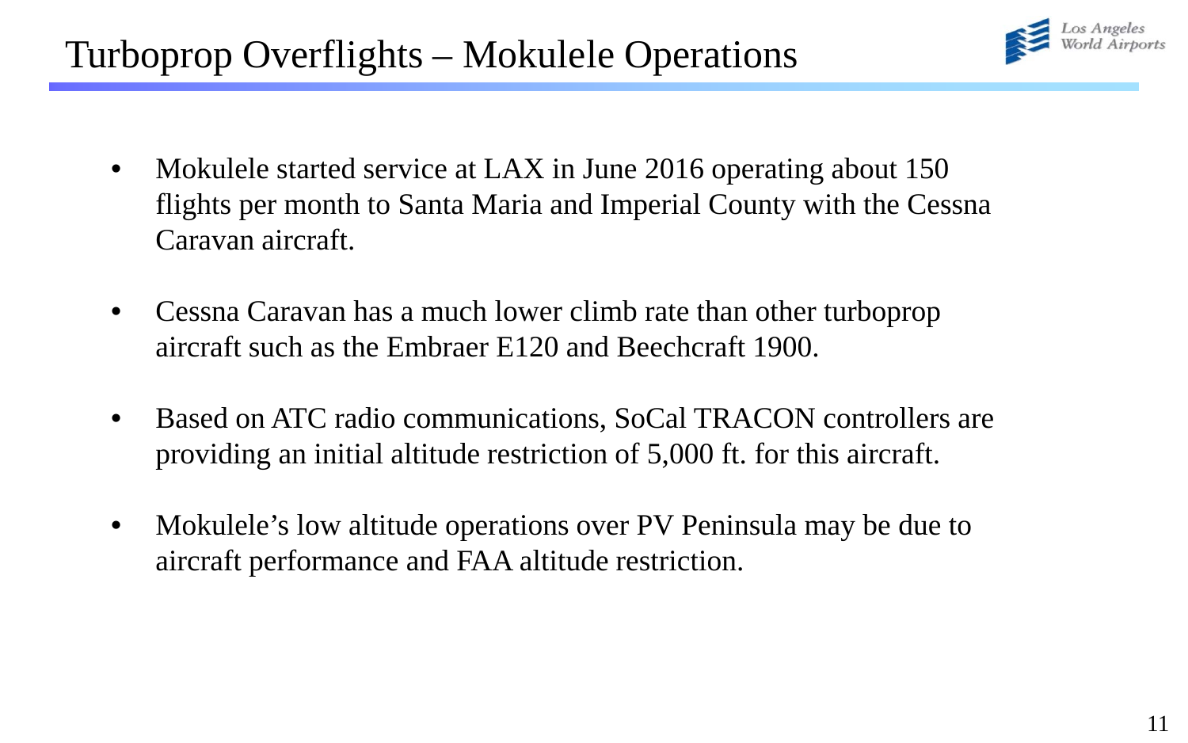# Turboprop Overflights – Mokulele Operations

- Mokulele started service at LAX in June 2016 operating about 150 flights per month to Santa Maria and Imperial County with the Cessna Caravan aircraft.

- Cessna Caravan has a much lower climb rate than other turboprop aircraft such as the Embraer E120 and Beechcraft 1900.

- Based on ATC radio communications, SoCal TRACON controllers are providing an initial altitude restriction of 5,000 ft. for this aircraft.

- Mokulele's low altitude operations over PV Peninsula may be due to aircraft performance and FAA altitude restriction.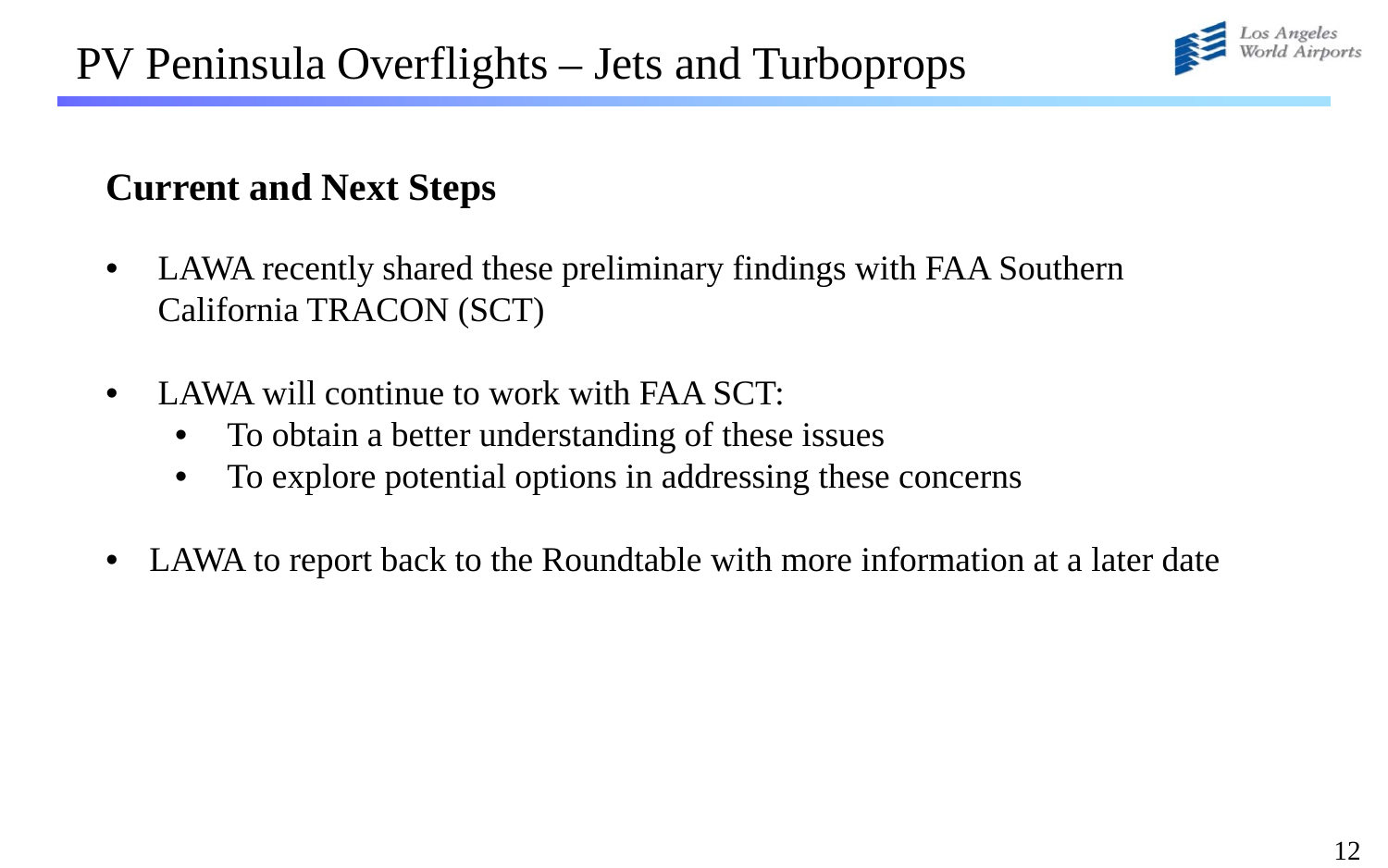# PV Peninsula Overflights – Jets and Turboprops

## Current and Next Steps

- LAWA recently shared these preliminary findings with FAA Southern California TRACON (SCT)
- LAWA will continue to work with FAA SCT:
  - To obtain a better understanding of these issues
  - To explore potential options in addressing these concerns
- LAWA to report back to the Roundtable with more information at a later date